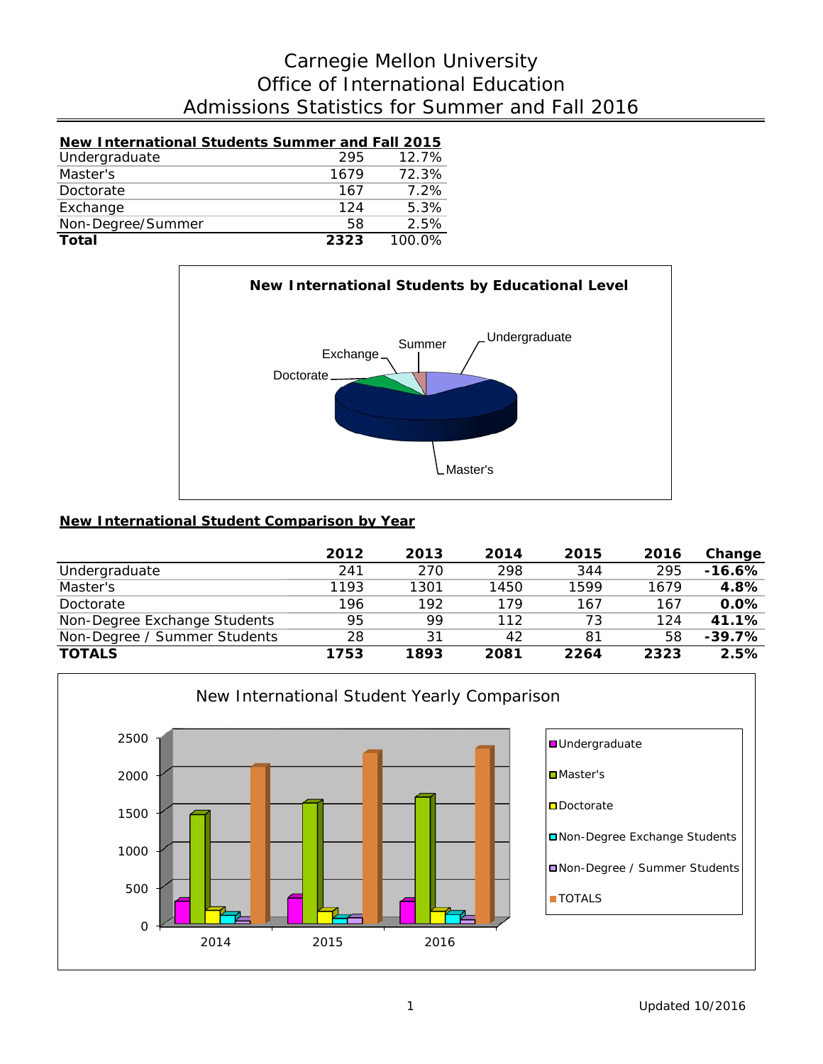# Carnegie Mellon University
## Office of International Education
## Admissions Statistics for Summer and Fall 2016

| New International Students Summer and Fall 2015 | | |
|---|---|---|
| Undergraduate | 295 | 12.7% |
| Master's | 1679 | 72.3% |
| Doctorate | 167 | 7.2% |
| Exchange | 124 | 5.3% |
| Non-Degree/Summer | 58 | 2.5% |
| **Total** | **2323** | 100.0% |

**New International Students by Educational Level**

Undergraduate, Master's, Doctorate, Exchange, Summer

**New International Student Comparison by Year**

| | 2012 | 2013 | 2014 | 2015 | 2016 | Change |
|---|---|---|---|---|---|---|
| Undergraduate | 241 | 270 | 298 | 344 | 295 | **-16.6%** |
| Master's | 1193 | 1301 | 1450 | 1599 | 1679 | **4.8%** |
| Doctorate | 196 | 192 | 179 | 167 | 167 | **0.0%** |
| Non-Degree Exchange Students | 95 | 99 | 112 | 73 | 124 | **41.1%** |
| Non-Degree / Summer Students | 28 | 31 | 42 | 81 | 58 | **-39.7%** |
| **TOTALS** | **1753** | **1893** | **2081** | **2264** | **2323** | **2.5%** |

**New International Student Yearly Comparison**

Legend: Undergraduate, Master's, Doctorate, Non-Degree Exchange Students, Non-Degree / Summer Students, TOTALS

Years: 2014, 2015, 2016

Updated 10/2016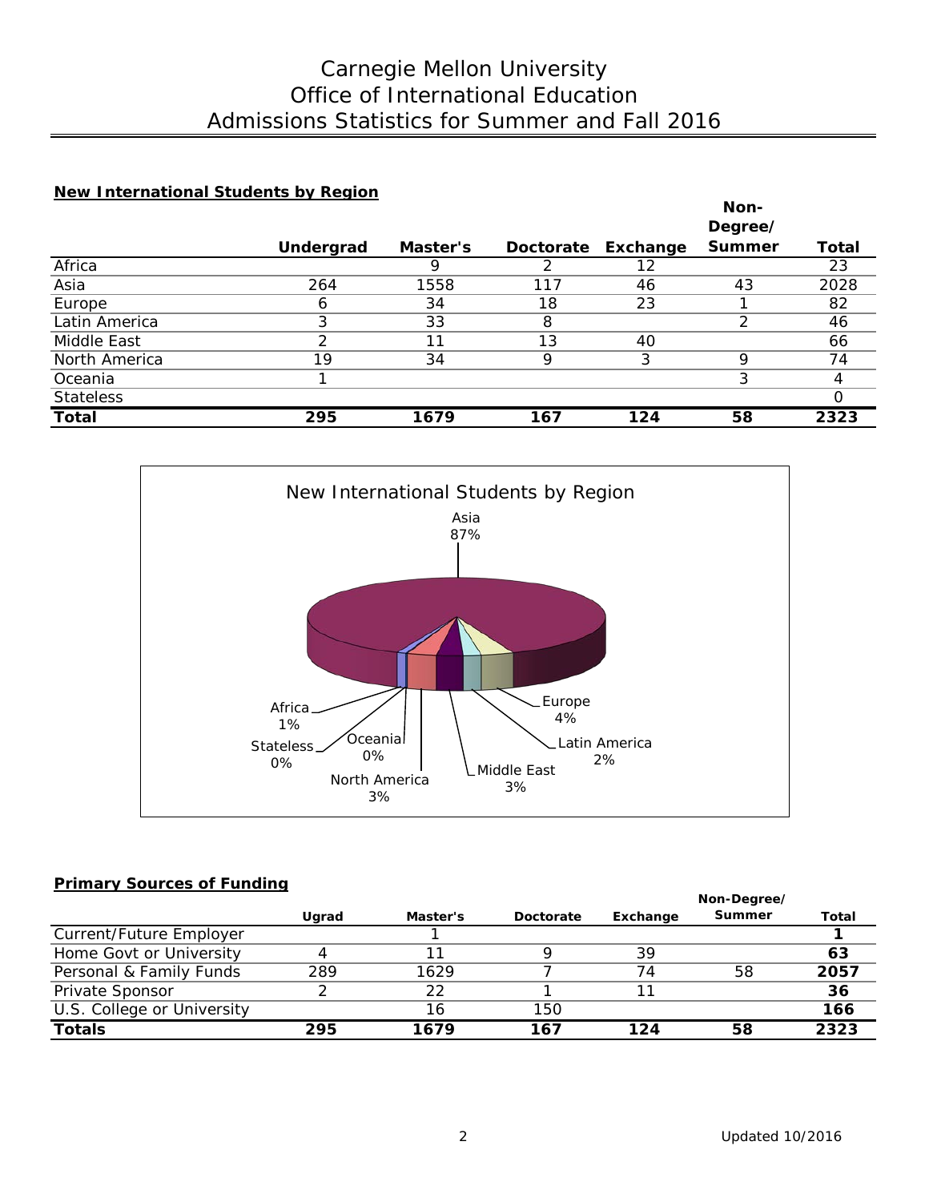# Carnegie Mellon University
# Office of International Education
# Admissions Statistics for Summer and Fall 2016

## New International Students by Region

| | Undergrad | Master's | Doctorate | Exchange | Non-Degree/ Summer | Total |
|---|---|---|---|---|---|---|
| Africa | | 9 | 2 | 12 | | 23 |
| Asia | 264 | 1558 | 117 | 46 | 43 | 2028 |
| Europe | 6 | 34 | 18 | 23 | 1 | 82 |
| Latin America | 3 | 33 | 8 | | 2 | 46 |
| Middle East | 2 | 11 | 13 | 40 | | 66 |
| North America | 19 | 34 | 9 | 3 | 9 | 74 |
| Oceania | 1 | | | | 3 | 4 |
| Stateless | | | | | | 0 |
| **Total** | **295** | **1679** | **167** | **124** | **58** | **2323** |

New International Students by Region

Asia 87%, Europe 4%, Latin America 2%, Middle East 3%, North America 3%, Oceania 0%, Stateless 0%, Africa 1%

## Primary Sources of Funding

| | Ugrad | Master's | Doctorate | Exchange | Non-Degree/ Summer | Total |
|---|---|---|---|---|---|---|
| Current/Future Employer | | 1 | | | | **1** |
| Home Govt or University | 4 | 11 | 9 | 39 | | **63** |
| Personal & Family Funds | 289 | 1629 | 7 | 74 | 58 | **2057** |
| Private Sponsor | 2 | 22 | 1 | 11 | | **36** |
| U.S. College or University | | 16 | 150 | | | **166** |
| **Totals** | **295** | **1679** | **167** | **124** | **58** | **2323** |

Updated 10/2016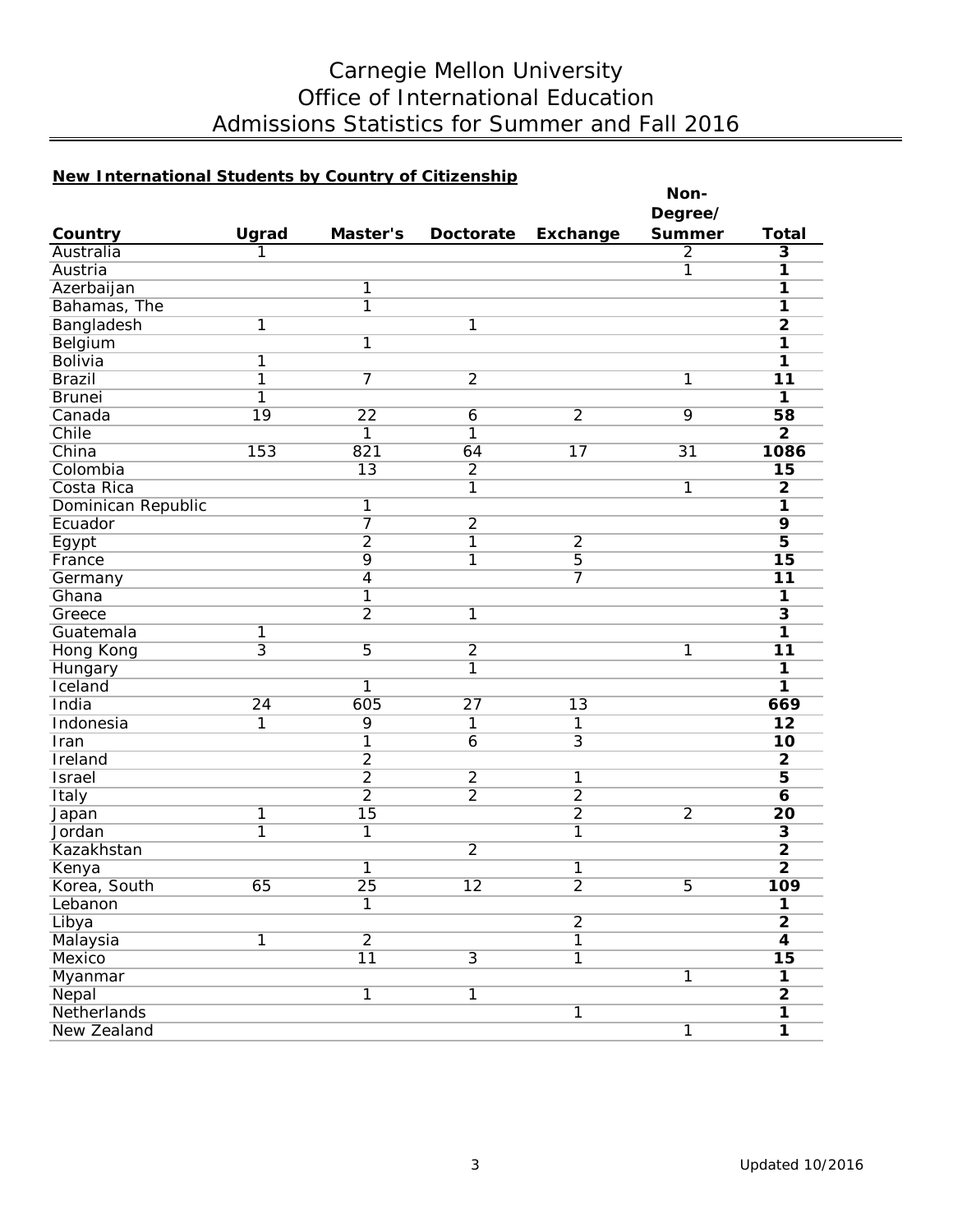# Carnegie Mellon University
# Office of International Education
# Admissions Statistics for Summer and Fall 2016

**New International Students by Country of Citizenship**

| Country | Ugrad | Master's | Doctorate | Exchange | Non-Degree/ Summer | Total |
|---|---|---|---|---|---|---|
| Australia | 1 | | | | 2 | **3** |
| Austria | | | | | 1 | **1** |
| Azerbaijan | | 1 | | | | **1** |
| Bahamas, The | | 1 | | | | **1** |
| Bangladesh | 1 | | 1 | | | **2** |
| Belgium | | 1 | | | | **1** |
| Bolivia | 1 | | | | | **1** |
| Brazil | 1 | 7 | 2 | | 1 | **11** |
| Brunei | 1 | | | | | **1** |
| Canada | 19 | 22 | 6 | 2 | 9 | **58** |
| Chile | | 1 | 1 | | | **2** |
| China | 153 | 821 | 64 | 17 | 31 | **1086** |
| Colombia | | 13 | 2 | | | **15** |
| Costa Rica | | | 1 | | 1 | **2** |
| Dominican Republic | | 1 | | | | **1** |
| Ecuador | | 7 | 2 | | | **9** |
| Egypt | | 2 | 1 | 2 | | **5** |
| France | | 9 | 1 | 5 | | **15** |
| Germany | | 4 | | 7 | | **11** |
| Ghana | | 1 | | | | **1** |
| Greece | | 2 | 1 | | | **3** |
| Guatemala | 1 | | | | | **1** |
| Hong Kong | 3 | 5 | 2 | | 1 | **11** |
| Hungary | | | 1 | | | **1** |
| Iceland | | 1 | | | | **1** |
| India | 24 | 605 | 27 | 13 | | **669** |
| Indonesia | 1 | 9 | 1 | 1 | | **12** |
| Iran | | 1 | 6 | 3 | | **10** |
| Ireland | | 2 | | | | **2** |
| Israel | | 2 | 2 | 1 | | **5** |
| Italy | | 2 | 2 | 2 | | **6** |
| Japan | 1 | 15 | | 2 | 2 | **20** |
| Jordan | 1 | 1 | | 1 | | **3** |
| Kazakhstan | | | 2 | | | **2** |
| Kenya | | 1 | | 1 | | **2** |
| Korea, South | 65 | 25 | 12 | 2 | 5 | **109** |
| Lebanon | | 1 | | | | **1** |
| Libya | | | | 2 | | **2** |
| Malaysia | 1 | 2 | | 1 | | **4** |
| Mexico | | 11 | 3 | 1 | | **15** |
| Myanmar | | | | | 1 | **1** |
| Nepal | | 1 | 1 | | | **2** |
| Netherlands | | | | 1 | | **1** |
| New Zealand | | | | | 1 | **1** |

Updated 10/2016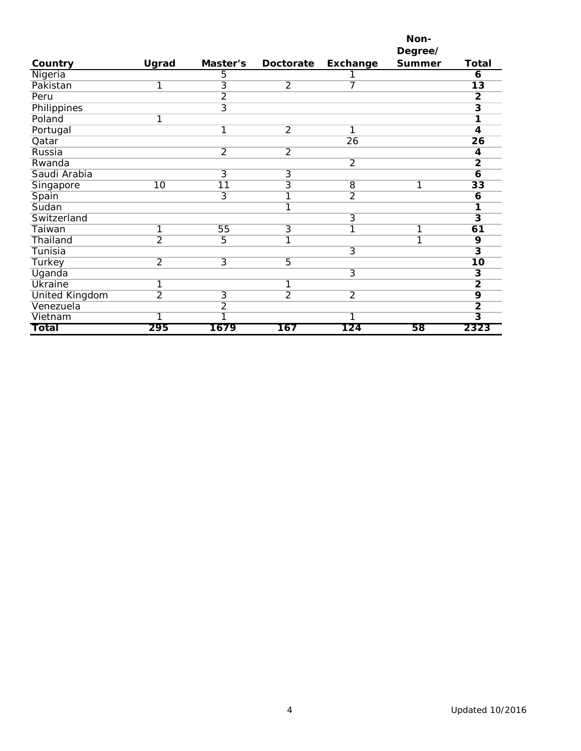| Country | Ugrad | Master's | Doctorate | Exchange | Non-Degree/ Summer | Total |
|---|---|---|---|---|---|---|
| Nigeria | | 5 | | 1 | | **6** |
| Pakistan | 1 | 3 | 2 | 7 | | **13** |
| Peru | | 2 | | | | **2** |
| Philippines | | 3 | | | | **3** |
| Poland | 1 | | | | | **1** |
| Portugal | | 1 | 2 | 1 | | **4** |
| Qatar | | | | 26 | | **26** |
| Russia | | 2 | 2 | | | **4** |
| Rwanda | | | | 2 | | **2** |
| Saudi Arabia | | 3 | 3 | | | **6** |
| Singapore | 10 | 11 | 3 | 8 | 1 | **33** |
| Spain | | 3 | 1 | 2 | | **6** |
| Sudan | | | 1 | | | **1** |
| Switzerland | | | | 3 | | **3** |
| Taiwan | 1 | 55 | 3 | 1 | 1 | **61** |
| Thailand | 2 | 5 | 1 | | 1 | **9** |
| Tunisia | | | | 3 | | **3** |
| Turkey | 2 | 3 | 5 | | | **10** |
| Uganda | | | | 3 | | **3** |
| Ukraine | 1 | | 1 | | | **2** |
| United Kingdom | 2 | 3 | 2 | 2 | | **9** |
| Venezuela | | 2 | | | | **2** |
| Vietnam | 1 | 1 | | 1 | | **3** |
| **Total** | **295** | **1679** | **167** | **124** | **58** | **2323** |

Updated 10/2016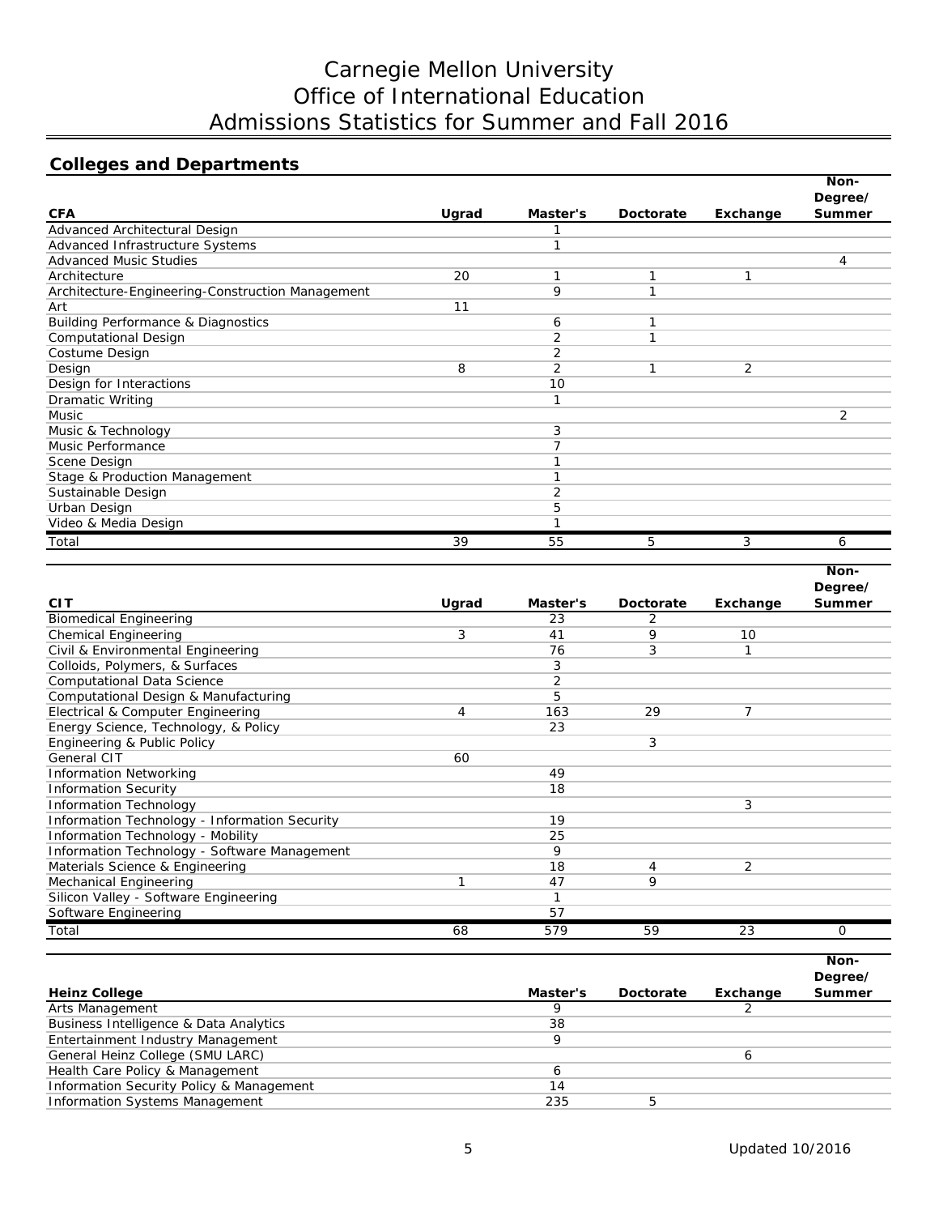# Carnegie Mellon University
# Office of International Education
# Admissions Statistics for Summer and Fall 2016

## Colleges and Departments

| CFA | Ugrad | Master's | Doctorate | Exchange | Non-Degree/ Summer |
|---|---|---|---|---|---|
| Advanced Architectural Design | | 1 | | | |
| Advanced Infrastructure Systems | | 1 | | | |
| Advanced Music Studies | | | | | 4 |
| Architecture | 20 | 1 | 1 | 1 | |
| Architecture-Engineering-Construction Management | | 9 | 1 | | |
| Art | 11 | | | | |
| Building Performance & Diagnostics | | 6 | 1 | | |
| Computational Design | | 2 | 1 | | |
| Costume Design | | 2 | | | |
| Design | 8 | 2 | 1 | 2 | |
| Design for Interactions | | 10 | | | |
| Dramatic Writing | | 1 | | | |
| Music | | | | | 2 |
| Music & Technology | | 3 | | | |
| Music Performance | | 7 | | | |
| Scene Design | | 1 | | | |
| Stage & Production Management | | 1 | | | |
| Sustainable Design | | 2 | | | |
| Urban Design | | 5 | | | |
| Video & Media Design | | 1 | | | |
| Total | 39 | 55 | 5 | 3 | 6 |

| CIT | Ugrad | Master's | Doctorate | Exchange | Non-Degree/ Summer |
|---|---|---|---|---|---|
| Biomedical Engineering | | 23 | 2 | | |
| Chemical Engineering | 3 | 41 | 9 | 10 | |
| Civil & Environmental Engineering | | 76 | 3 | 1 | |
| Colloids, Polymers, & Surfaces | | 3 | | | |
| Computational Data Science | | 2 | | | |
| Computational Design & Manufacturing | | 5 | | | |
| Electrical & Computer Engineering | 4 | 163 | 29 | 7 | |
| Energy Science, Technology, & Policy | | 23 | | | |
| Engineering & Public Policy | | | 3 | | |
| General CIT | 60 | | | | |
| Information Networking | | 49 | | | |
| Information Security | | 18 | | | |
| Information Technology | | | | 3 | |
| Information Technology - Information Security | | 19 | | | |
| Information Technology - Mobility | | 25 | | | |
| Information Technology - Software Management | | 9 | | | |
| Materials Science & Engineering | | 18 | 4 | 2 | |
| Mechanical Engineering | 1 | 47 | 9 | | |
| Silicon Valley - Software Engineering | | 1 | | | |
| Software Engineering | | 57 | | | |
| Total | 68 | 579 | 59 | 23 | 0 |

| Heinz College | Master's | Doctorate | Exchange | Non-Degree/ Summer |
|---|---|---|---|---|
| Arts Management | 9 | | 2 | |
| Business Intelligence & Data Analytics | 38 | | | |
| Entertainment Industry Management | 9 | | | |
| General Heinz College (SMU LARC) | | | 6 | |
| Health Care Policy & Management | 6 | | | |
| Information Security Policy & Management | 14 | | | |
| Information Systems Management | 235 | 5 | | |

Updated 10/2016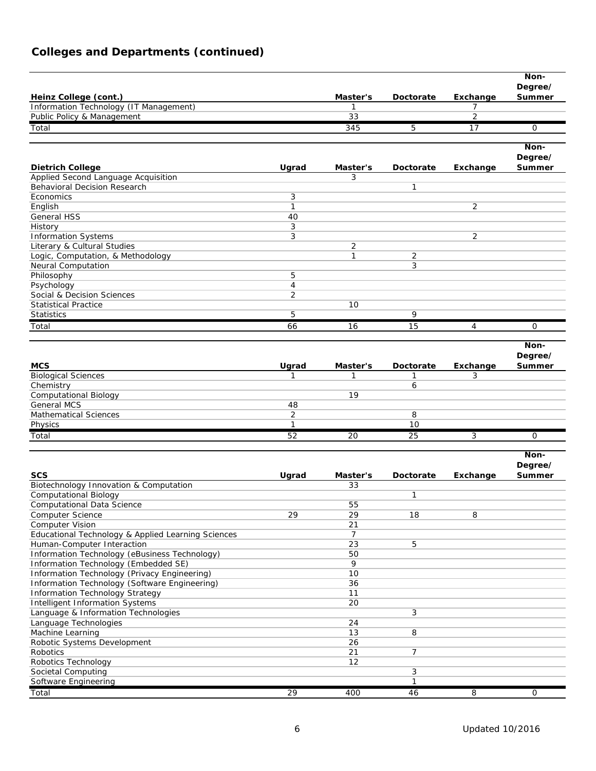## Colleges and Departments (continued)

| Heinz College (cont.) | Master's | Doctorate | Exchange | Non-Degree/ Summer |
|---|---|---|---|---|
| Information Technology (IT Management) | 1 | | 7 | |
| Public Policy & Management | 33 | | 2 | |
| Total | 345 | 5 | 17 | 0 |

| Dietrich College | Ugrad | Master's | Doctorate | Exchange | Non-Degree/ Summer |
|---|---|---|---|---|---|
| Applied Second Language Acquisition | | 3 | | | |
| Behavioral Decision Research | | | 1 | | |
| Economics | 3 | | | | |
| English | 1 | | | 2 | |
| General HSS | 40 | | | | |
| History | 3 | | | | |
| Information Systems | 3 | | | 2 | |
| Literary & Cultural Studies | | 2 | | | |
| Logic, Computation, & Methodology | | 1 | 2 | | |
| Neural Computation | | | 3 | | |
| Philosophy | 5 | | | | |
| Psychology | 4 | | | | |
| Social & Decision Sciences | 2 | | | | |
| Statistical Practice | | 10 | | | |
| Statistics | 5 | | 9 | | |
| Total | 66 | 16 | 15 | 4 | 0 |

| MCS | Ugrad | Master's | Doctorate | Exchange | Non-Degree/ Summer |
|---|---|---|---|---|---|
| Biological Sciences | 1 | 1 | 1 | 3 | |
| Chemistry | | | 6 | | |
| Computational Biology | | 19 | | | |
| General MCS | 48 | | | | |
| Mathematical Sciences | 2 | | 8 | | |
| Physics | 1 | | 10 | | |
| Total | 52 | 20 | 25 | 3 | 0 |

| SCS | Ugrad | Master's | Doctorate | Exchange | Non-Degree/ Summer |
|---|---|---|---|---|---|
| Biotechnology Innovation & Computation | | 33 | | | |
| Computational Biology | | | 1 | | |
| Computational Data Science | | 55 | | | |
| Computer Science | 29 | 29 | 18 | 8 | |
| Computer Vision | | 21 | | | |
| Educational Technology & Applied Learning Sciences | | 7 | | | |
| Human-Computer Interaction | | 23 | 5 | | |
| Information Technology (eBusiness Technology) | | 50 | | | |
| Information Technology (Embedded SE) | | 9 | | | |
| Information Technology (Privacy Engineering) | | 10 | | | |
| Information Technology (Software Engineering) | | 36 | | | |
| Information Technology Strategy | | 11 | | | |
| Intelligent Information Systems | | 20 | | | |
| Language & Information Technologies | | | 3 | | |
| Language Technologies | | 24 | | | |
| Machine Learning | | 13 | 8 | | |
| Robotic Systems Development | | 26 | | | |
| Robotics | | 21 | 7 | | |
| Robotics Technology | | 12 | | | |
| Societal Computing | | | 3 | | |
| Software Engineering | | | 1 | | |
| Total | 29 | 400 | 46 | 8 | 0 |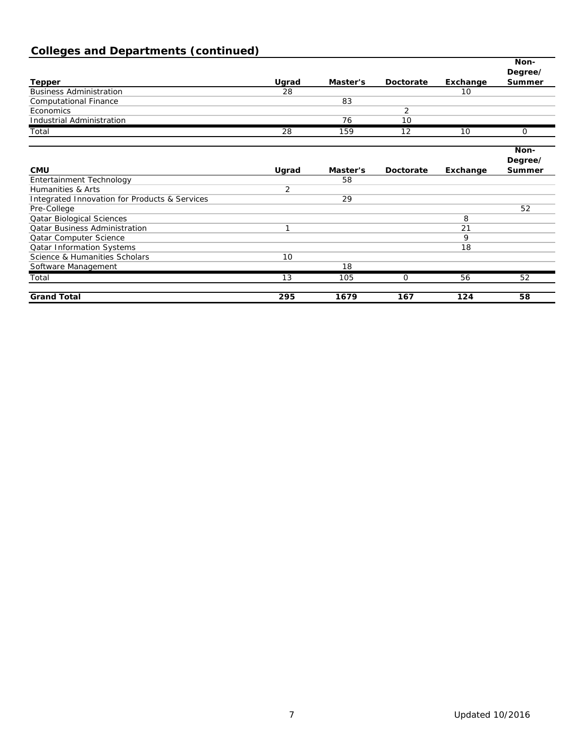## Colleges and Departments (continued)

| Tepper | Ugrad | Master's | Doctorate | Exchange | Non-Degree/ Summer |
|---|---|---|---|---|---|
| Business Administration | 28 | | | 10 | |
| Computational Finance | | 83 | | | |
| Economics | | | 2 | | |
| Industrial Administration | | 76 | 10 | | |
| Total | 28 | 159 | 12 | 10 | 0 |

| CMU | Ugrad | Master's | Doctorate | Exchange | Non-Degree/ Summer |
|---|---|---|---|---|---|
| Entertainment Technology | | 58 | | | |
| Humanities & Arts | 2 | | | | |
| Integrated Innovation for Products & Services | | 29 | | | |
| Pre-College | | | | | 52 |
| Qatar Biological Sciences | | | | 8 | |
| Qatar Business Administration | 1 | | | 21 | |
| Qatar Computer Science | | | | 9 | |
| Qatar Information Systems | | | | 18 | |
| Science & Humanities Scholars | 10 | | | | |
| Software Management | | 18 | | | |
| Total | 13 | 105 | 0 | 56 | 52 |
| **Grand Total** | **295** | **1679** | **167** | **124** | **58** |

Updated 10/2016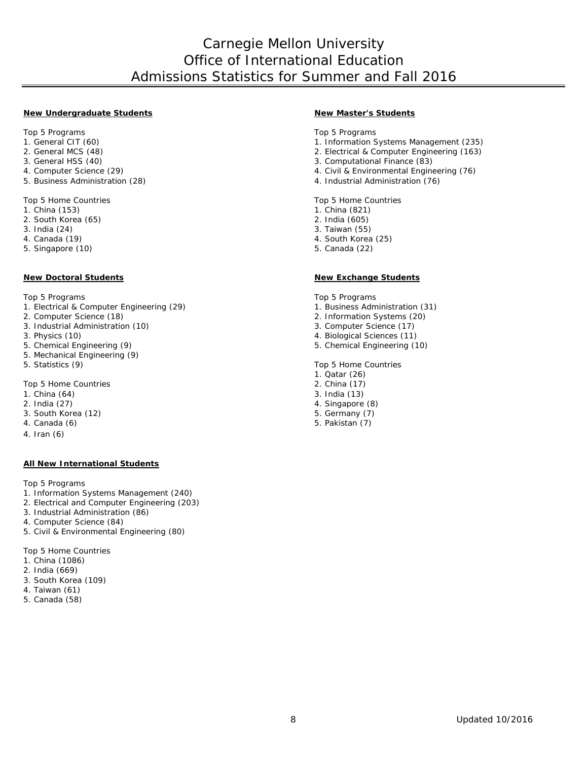# Carnegie Mellon University
# Office of International Education
# Admissions Statistics for Summer and Fall 2016

## New Undergraduate Students

Top 5 Programs
1. General CIT (60)
2. General MCS (48)
3. General HSS (40)
4. Computer Science (29)
5. Business Administration (28)

Top 5 Home Countries
1. China (153)
2. South Korea (65)
3. India (24)
4. Canada (19)
5. Singapore (10)

## New Master's Students

Top 5 Programs
1. Information Systems Management (235)
2. Electrical & Computer Engineering (163)
3. Computational Finance (83)
4. Civil & Environmental Engineering (76)
4. Industrial Administration (76)

Top 5 Home Countries
1. China (821)
2. India (605)
3. Taiwan (55)
4. South Korea (25)
5. Canada (22)

## New Doctoral Students

Top 5 Programs
1. Electrical & Computer Engineering (29)
2. Computer Science (18)
3. Industrial Administration (10)
3. Physics (10)
5. Chemical Engineering (9)
5. Mechanical Engineering (9)
5. Statistics (9)

Top 5 Home Countries
1. China (64)
2. India (27)
3. South Korea (12)
4. Canada (6)
4. Iran (6)

## New Exchange Students

Top 5 Programs
1. Business Administration (31)
2. Information Systems (20)
3. Computer Science (17)
4. Biological Sciences (11)
5. Chemical Engineering (10)

Top 5 Home Countries
1. Qatar (26)
2. China (17)
3. India (13)
4. Singapore (8)
5. Germany (7)
5. Pakistan (7)

## All New International Students

Top 5 Programs
1. Information Systems Management (240)
2. Electrical and Computer Engineering (203)
3. Industrial Administration (86)
4. Computer Science (84)
5. Civil & Environmental Engineering (80)

Top 5 Home Countries
1. China (1086)
2. India (669)
3. South Korea (109)
4. Taiwan (61)
5. Canada (58)

Updated 10/2016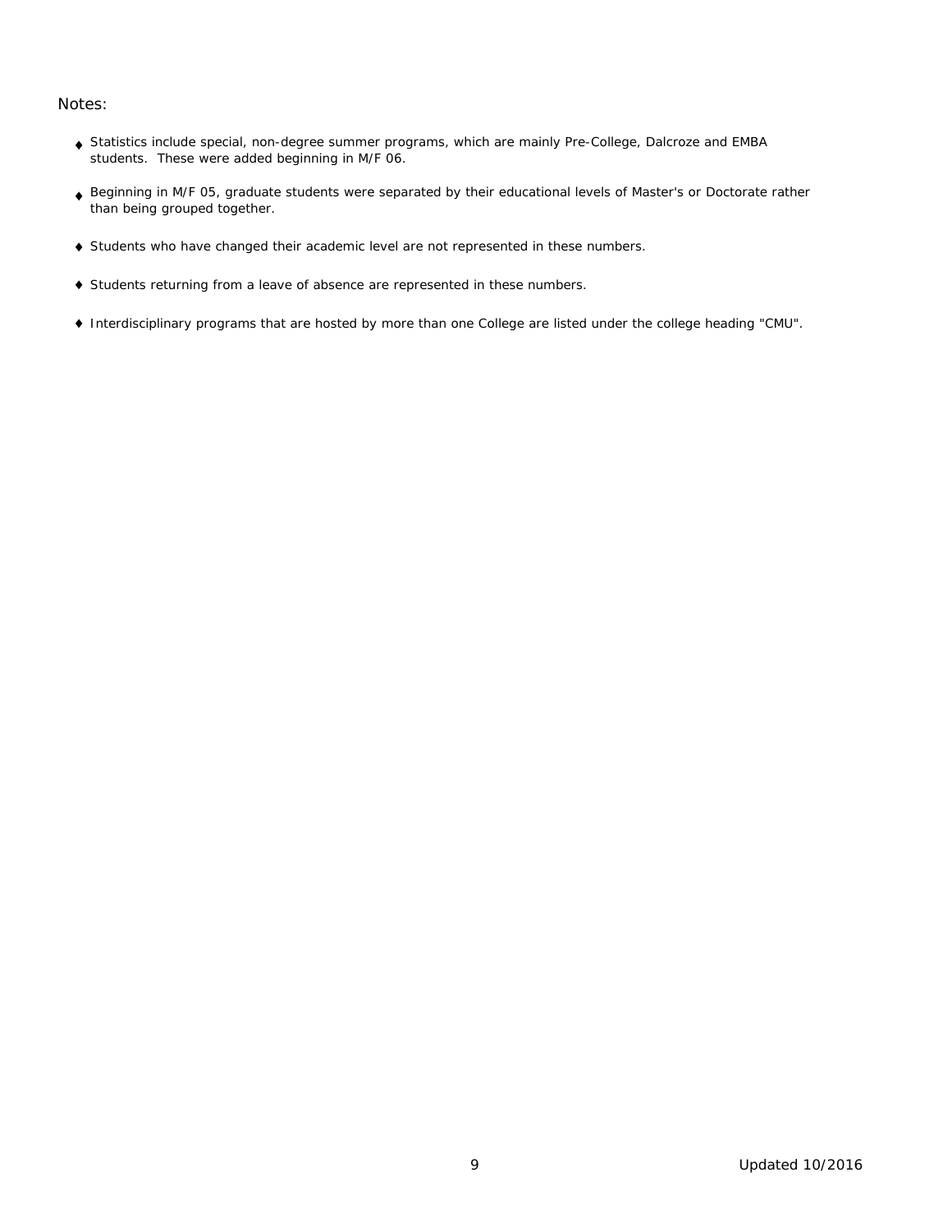Notes:

- Statistics include special, non-degree summer programs, which are mainly Pre-College, Dalcroze and EMBA students. These were added beginning in M/F 06.
- Beginning in M/F 05, graduate students were separated by their educational levels of Master's or Doctorate rather than being grouped together.
- Students who have changed their academic level are not represented in these numbers.
- Students returning from a leave of absence are represented in these numbers.
- Interdisciplinary programs that are hosted by more than one College are listed under the college heading "CMU".